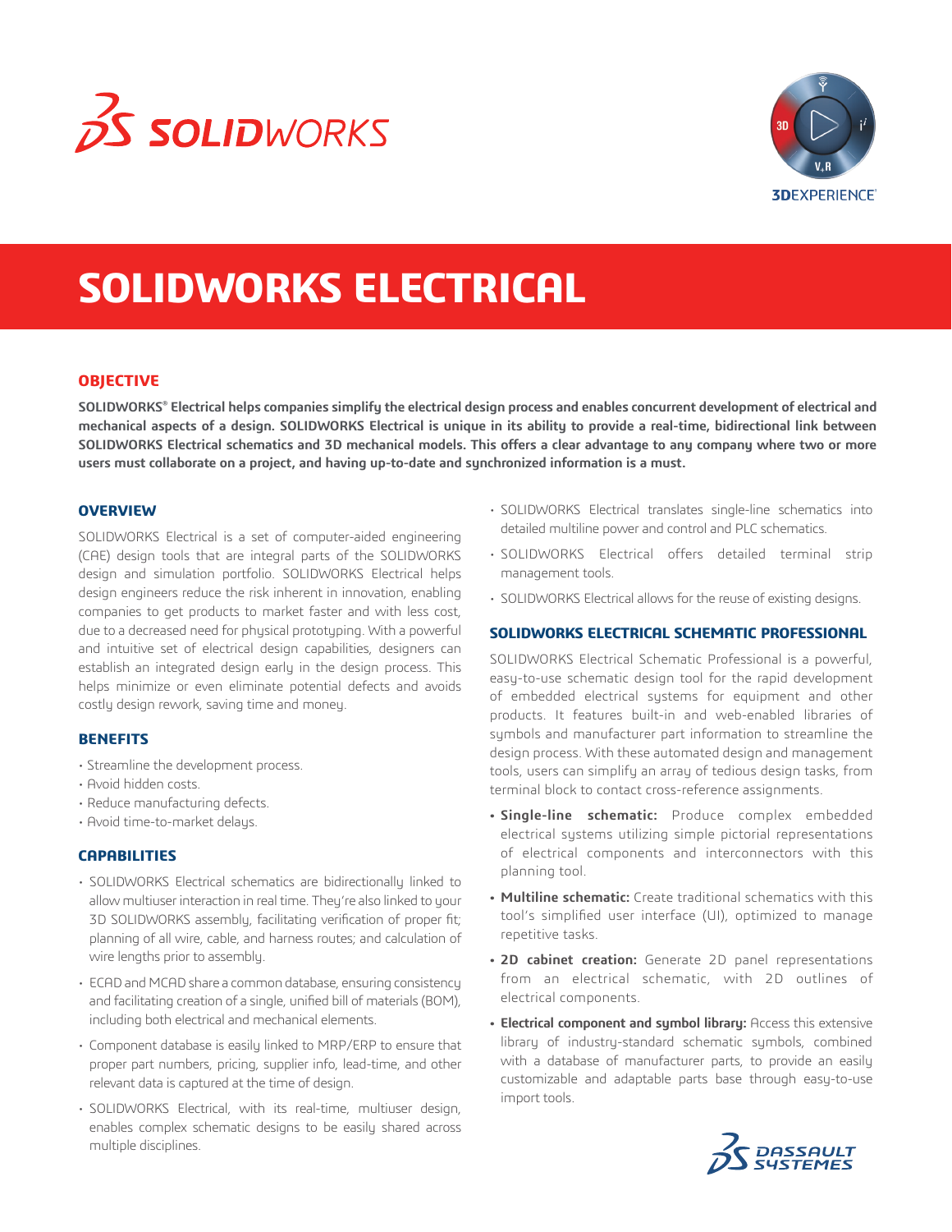# SOLIDWORKS ELECTRICAL

## OBJECTIVE

**SOLIDWORKS® Electrical helps companies simplify the electrical design process and enables concurrent development of electrical and mechanical aspects of a design. SOLIDWORKS Electrical is unique in its ability to provide a real-time, bidirectional link between SOLIDWORKS Electrical schematics and 3D mechanical models. This offers a clear advantage to any company where two or more users must collaborate on a project, and having up-to-date and synchronized information is a must.**

## OVERVIEW

SOLIDWORKS Electrical is a set of computer-aided engineering (CAE) design tools that are integral parts of the SOLIDWORKS design and simulation portfolio. SOLIDWORKS Electrical helps design engineers reduce the risk inherent in innovation, enabling companies to get products to market faster and with less cost, due to a decreased need for physical prototyping. With a powerful and intuitive set of electrical design capabilities, designers can establish an integrated design early in the design process. This helps minimize or even eliminate potential defects and avoids costly design rework, saving time and money.

## BENEFITS

- Streamline the development process.
- Avoid hidden costs.
- Reduce manufacturing defects.
- Avoid time-to-market delays.

## CAPABILITIES

- SOLIDWORKS Electrical schematics are bidirectionally linked to allow multiuser interaction in real time. They're also linked to your 3D SOLIDWORKS assembly, facilitating verification of proper fit; planning of all wire, cable, and harness routes; and calculation of wire lengths prior to assembly.
- ECAD and MCAD share a common database, ensuring consistency and facilitating creation of a single, unified bill of materials (BOM), including both electrical and mechanical elements.
- Component database is easily linked to MRP/ERP to ensure that proper part numbers, pricing, supplier info, lead-time, and other relevant data is captured at the time of design.
- SOLIDWORKS Electrical, with its real-time, multiuser design, enables complex schematic designs to be easily shared across multiple disciplines.
- SOLIDWORKS Electrical translates single-line schematics into detailed multiline power and control and PLC schematics.
- SOLIDWORKS Electrical offers detailed terminal strip management tools.
- SOLIDWORKS Electrical allows for the reuse of existing designs.

## SOLIDWORKS ELECTRICAL SCHEMATIC PROFESSIONAL

SOLIDWORKS Electrical Schematic Professional is a powerful, easy-to-use schematic design tool for the rapid development of embedded electrical systems for equipment and other products. It features built-in and web-enabled libraries of symbols and manufacturer part information to streamline the design process. With these automated design and management tools, users can simplify an array of tedious design tasks, from terminal block to contact cross-reference assignments.

- **Single-line schematic:** Produce complex embedded electrical systems utilizing simple pictorial representations of electrical components and interconnectors with this planning tool.
- **Multiline schematic:** Create traditional schematics with this tool's simplified user interface (UI), optimized to manage repetitive tasks.
- **2D cabinet creation:** Generate 2D panel representations from an electrical schematic, with 2D outlines of electrical components.
- **Electrical component and symbol library:** Access this extensive library of industry-standard schematic symbols, combined with a database of manufacturer parts, to provide an easily customizable and adaptable parts base through easy-to-use import tools.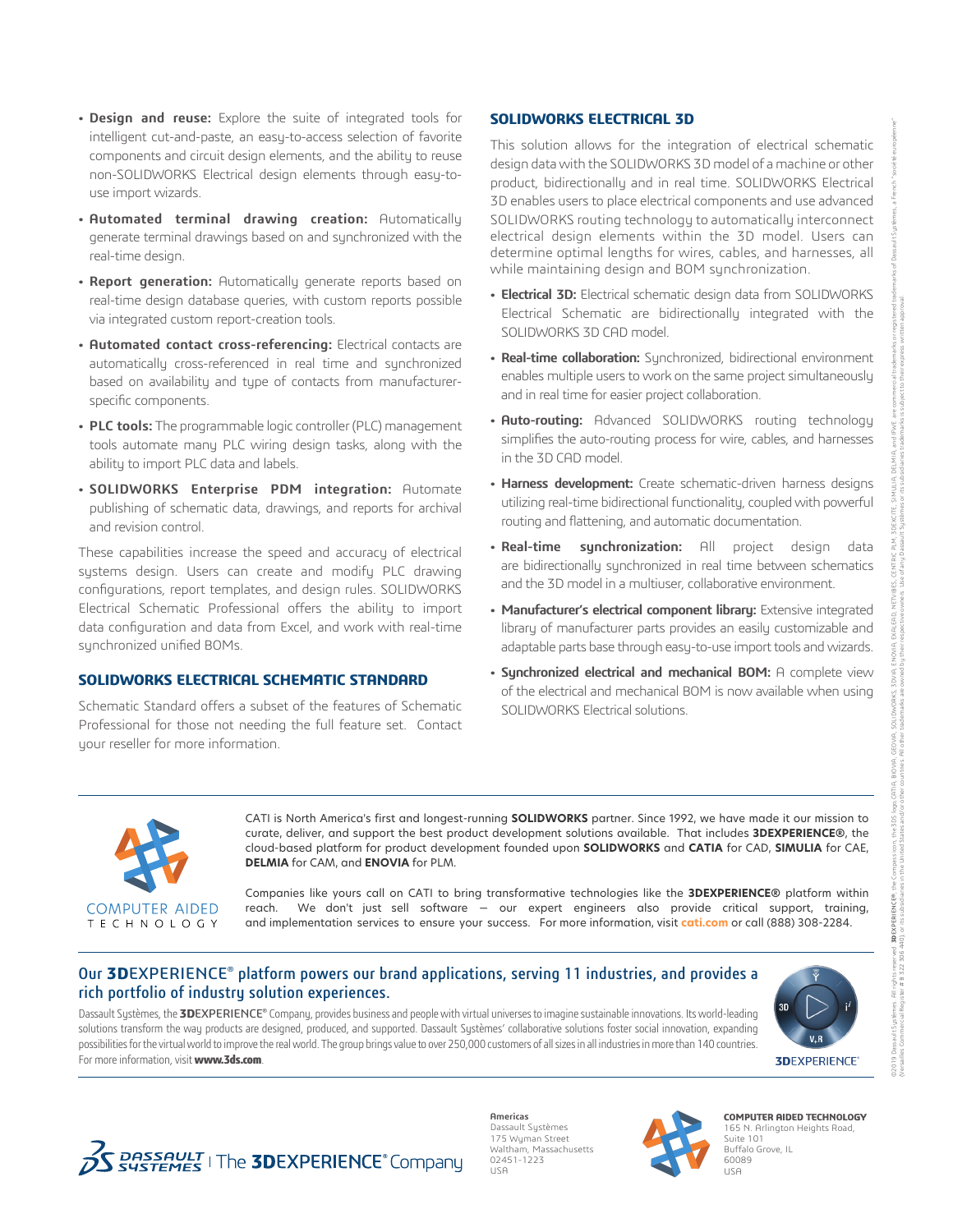- **Design and reuse:** Explore the suite of integrated tools for intelligent cut-and-paste, an easy-to-access selection of favorite components and circuit design elements, and the ability to reuse non-SOLIDWORKS Electrical design elements through easy-to-use import wizards.
- **Automated terminal drawing creation:** Automatically generate terminal drawings based on and synchronized with the real-time design.
- **Report generation:** Automatically generate reports based on real-time design database queries, with custom reports possible via integrated custom report-creation tools.
- **Automated contact cross-referencing:** Electrical contacts are automatically cross-referenced in real time and synchronized based on availability and type of contacts from manufacturer-specific components.
- **PLC tools:** The programmable logic controller (PLC) management tools automate many PLC wiring design tasks, along with the ability to import PLC data and labels.
- **SOLIDWORKS Enterprise PDM integration:** Automate publishing of schematic data, drawings, and reports for archival and revision control.

These capabilities increase the speed and accuracy of electrical systems design. Users can create and modify PLC drawing configurations, report templates, and design rules. SOLIDWORKS Electrical Schematic Professional offers the ability to import data configuration and data from Excel, and work with real-time synchronized unified BOMs.

## SOLIDWORKS ELECTRICAL SCHEMATIC STANDARD

Schematic Standard offers a subset of the features of Schematic Professional for those not needing the full feature set. Contact your reseller for more information.

## SOLIDWORKS ELECTRICAL 3D

This solution allows for the integration of electrical schematic design data with the SOLIDWORKS 3D model of a machine or other product, bidirectionally and in real time. SOLIDWORKS Electrical 3D enables users to place electrical components and use advanced SOLIDWORKS routing technology to automatically interconnect electrical design elements within the 3D model. Users can determine optimal lengths for wires, cables, and harnesses, all while maintaining design and BOM synchronization.

- **Electrical 3D:** Electrical schematic design data from SOLIDWORKS Electrical Schematic are bidirectionally integrated with the SOLIDWORKS 3D CAD model.
- **Real-time collaboration:** Synchronized, bidirectional environment enables multiple users to work on the same project simultaneously and in real time for easier project collaboration.
- **Auto-routing:** Advanced SOLIDWORKS routing technology simplifies the auto-routing process for wire, cables, and harnesses in the 3D CAD model.
- **Harness development:** Create schematic-driven harness designs utilizing real-time bidirectional functionality, coupled with powerful routing and flattening, and automatic documentation.
- **Real-time synchronization:** All project design data are bidirectionally synchronized in real time between schematics and the 3D model in a multiuser, collaborative environment.
- **Manufacturer's electrical component library:** Extensive integrated library of manufacturer parts provides an easily customizable and adaptable parts base through easy-to-use import tools and wizards.
- **Synchronized electrical and mechanical BOM:** A complete view of the electrical and mechanical BOM is now available when using SOLIDWORKS Electrical solutions.

COMPUTER AIDED TECHNOLOGY

CATI is North America's first and longest-running **SOLIDWORKS** partner. Since 1992, we have made it our mission to curate, deliver, and support the best product development solutions available. That includes **3DEXPERIENCE®**, the cloud-based platform for product development founded upon **SOLIDWORKS** and **CATIA** for CAD, **SIMULIA** for CAE, **DELMIA** for CAM, and **ENOVIA** for PLM.

Companies like yours call on CATI to bring transformative technologies like the **3DEXPERIENCE®** platform within reach. We don't just sell software — our expert engineers also provide critical support, training, and implementation services to ensure your success. For more information, visit **cati.com** or call (888) 308-2284.

## Our **3D**EXPERIENCE® platform powers our brand applications, serving 11 industries, and provides a rich portfolio of industry solution experiences.

Dassault Systèmes, the **3D**EXPERIENCE® Company, provides business and people with virtual universes to imagine sustainable innovations. Its world-leading solutions transform the way products are designed, produced, and supported. Dassault Systèmes' collaborative solutions foster social innovation, expanding possibilities for the virtual world to improve the real world. The group brings value to over 250,000 customers of all sizes in all industries in more than 140 countries. For more information, visit **www.3ds.com**.

DASSAULT SYSTEMES | The **3D**EXPERIENCE® Company

**Americas**
Dassault Systèmes
175 Wyman Street
Waltham, Massachusetts
02451-1223
USA

**COMPUTER AIDED TECHNOLOGY**
165 N. Arlington Heights Road,
Suite 101
Buffalo Grove, IL
60089
USA

©2019 Dassault Systèmes. All rights reserved. 3DEXPERIENCE®, the Compass icon, the 3DS logo, CATIA, BIOVIA, GEOVIA, SOLIDWORKS, 3DVIA, ENOVIA, EXALEAD, NETVIBES, CENTRIC PLM, 3DEXCITE, SIMULIA, DELMIA, and IFWE are commercial trademarks or registered trademarks of Dassault Systèmes, a French "société européenne" (Versailles Commercial Register # B 322 306 440), or its subsidiaries in the United States and/or other countries. All other trademarks are owned by their respective owners. Use of any Dassault Systèmes or its subsidiaries trademarks is subject to their express written approval.